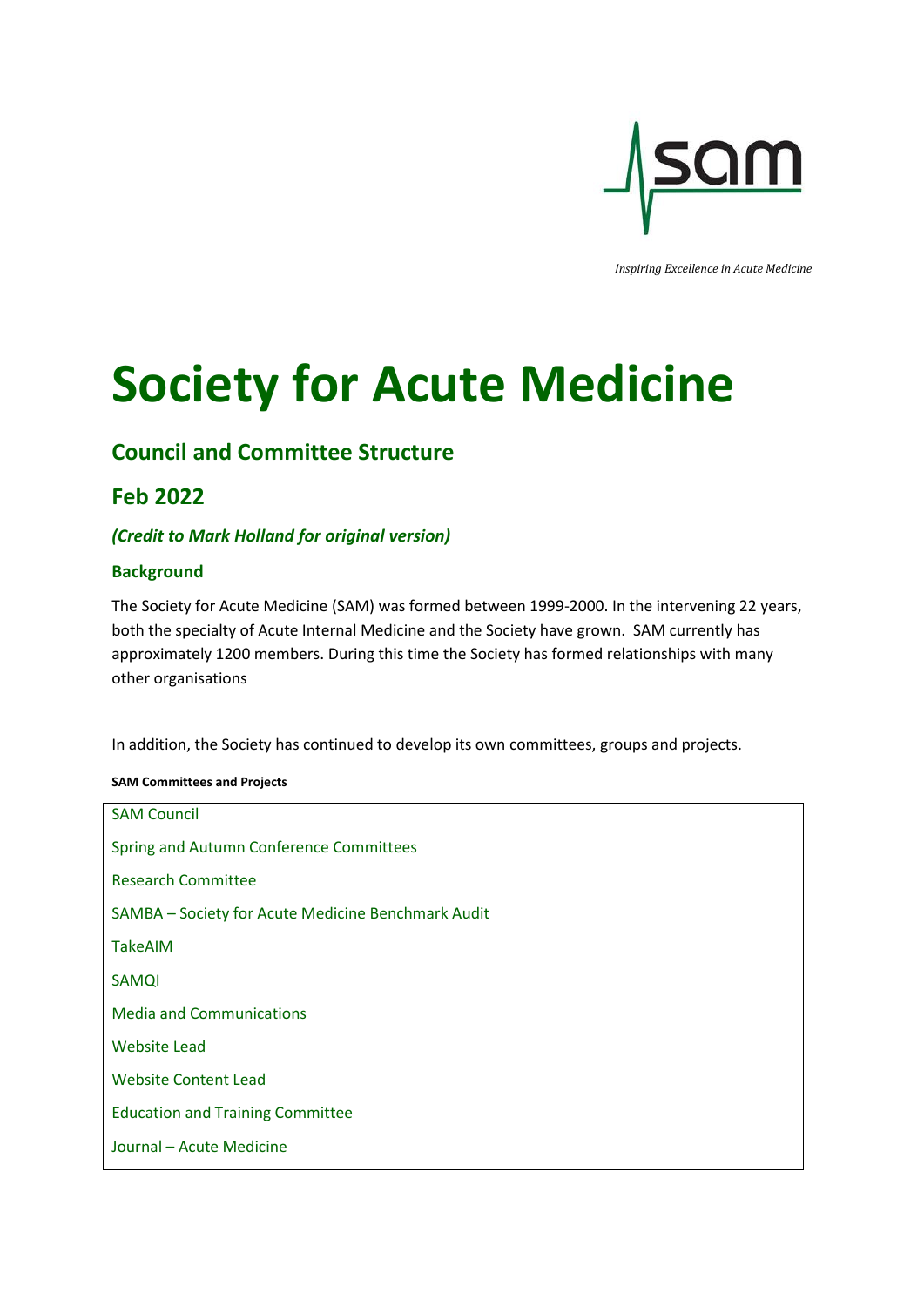*Inspiring Excellence in Acute Medicine*

# Society for Acute Medicine

## Council and Committee Structure

## Feb 2022

### *(Credit to Mark Holland for original version)*

### Background

The Society for Acute Medicine (SAM) was formed between 1999-2000. In the intervening 22 years, both the specialty of Acute Internal Medicine and the Society have grown. SAM currently has approximately 1200 members. During this time the Society has formed relationships with many other organisations

In addition, the Society has continued to develop its own committees, groups and projects.

**SAM Committees and Projects**

- SAM Council
- Spring and Autumn Conference Committees
- Research Committee
- SAMBA – Society for Acute Medicine Benchmark Audit
- TakeAIM
- SAMQI
- Media and Communications
- Website Lead
- Website Content Lead
- Education and Training Committee
- Journal – Acute Medicine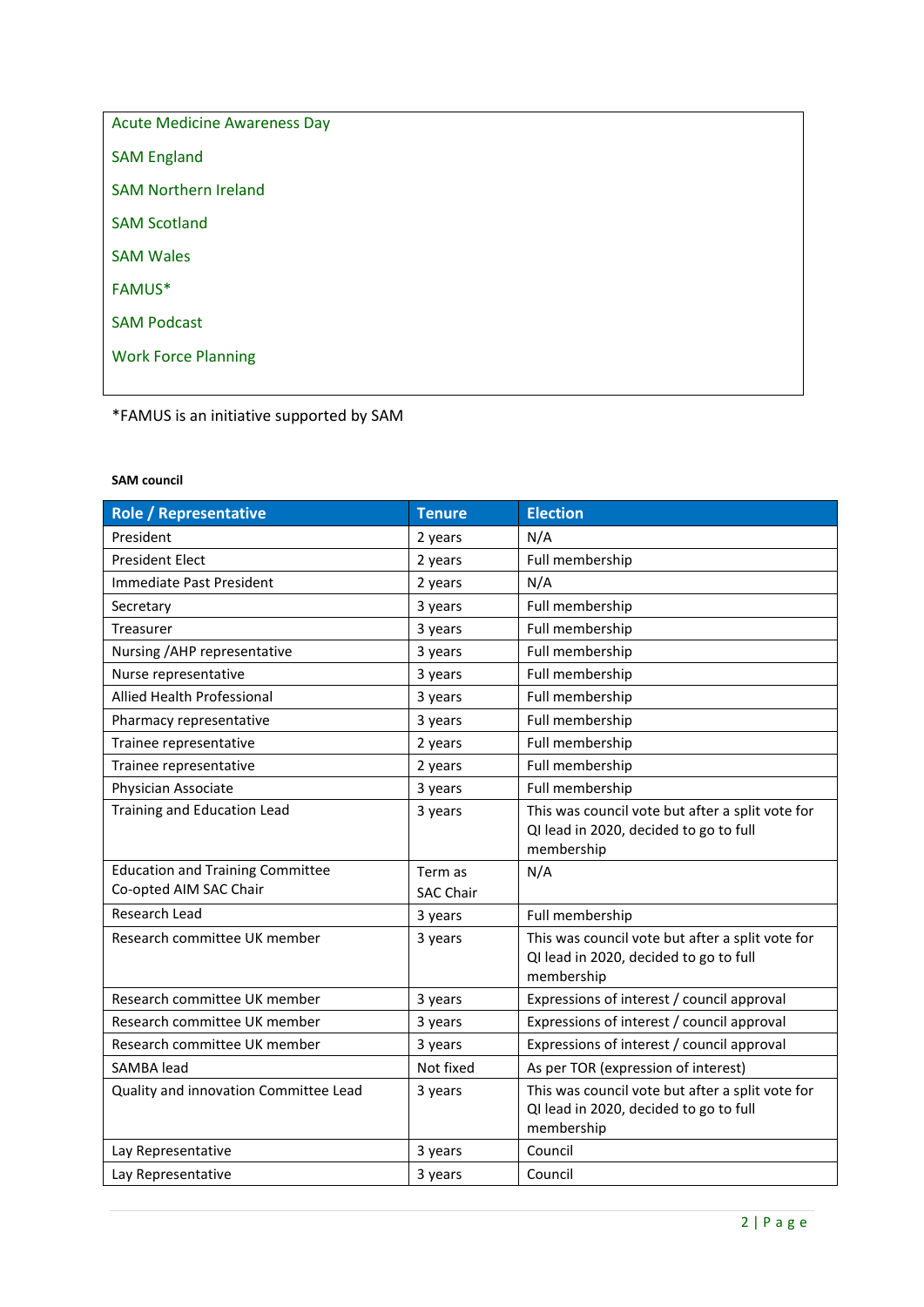| Acute Medicine Awareness Day |
|---|
| SAM England |
| SAM Northern Ireland |
| SAM Scotland |
| SAM Wales |
| FAMUS* |
| SAM Podcast |
| Work Force Planning |

*FAMUS is an initiative supported by SAM

**SAM council**

| Role / Representative | Tenure | Election |
|---|---|---|
| President | 2 years | N/A |
| President Elect | 2 years | Full membership |
| Immediate Past President | 2 years | N/A |
| Secretary | 3 years | Full membership |
| Treasurer | 3 years | Full membership |
| Nursing /AHP representative | 3 years | Full membership |
| Nurse representative | 3 years | Full membership |
| Allied Health Professional | 3 years | Full membership |
| Pharmacy representative | 3 years | Full membership |
| Trainee representative | 2 years | Full membership |
| Trainee representative | 2 years | Full membership |
| Physician Associate | 3 years | Full membership |
| Training and Education Lead | 3 years | This was council vote but after a split vote for QI lead in 2020, decided to go to full membership |
| Education and Training Committee Co-opted AIM SAC Chair | Term as SAC Chair | N/A |
| Research Lead | 3 years | Full membership |
| Research committee UK member | 3 years | This was council vote but after a split vote for QI lead in 2020, decided to go to full membership |
| Research committee UK member | 3 years | Expressions of interest / council approval |
| Research committee UK member | 3 years | Expressions of interest / council approval |
| Research committee UK member | 3 years | Expressions of interest / council approval |
| SAMBA lead | Not fixed | As per TOR (expression of interest) |
| Quality and innovation Committee Lead | 3 years | This was council vote but after a split vote for QI lead in 2020, decided to go to full membership |
| Lay Representative | 3 years | Council |
| Lay Representative | 3 years | Council |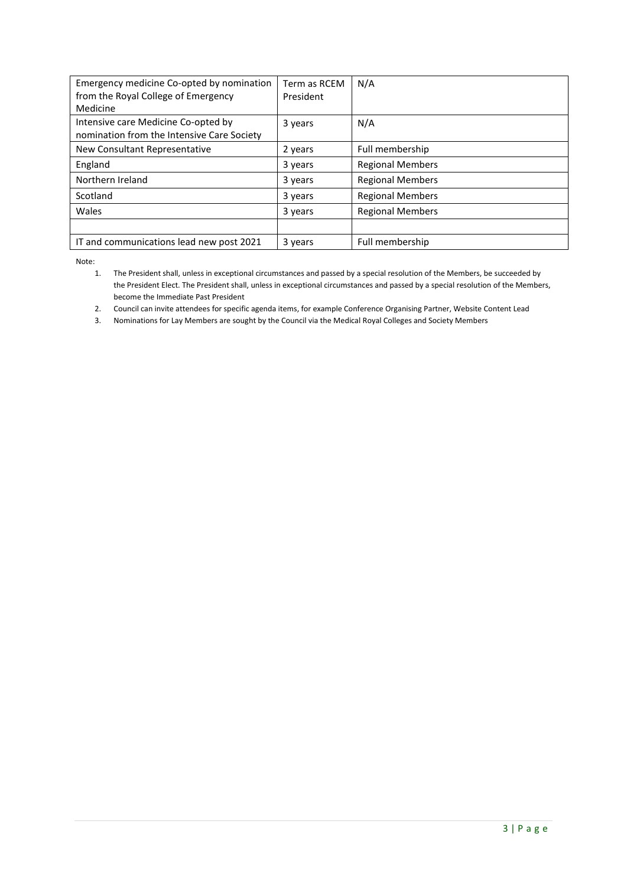| | | |
|---|---|---|
| Emergency medicine Co-opted by nomination from the Royal College of Emergency Medicine | Term as RCEM President | N/A |
| Intensive care Medicine Co-opted by nomination from the Intensive Care Society | 3 years | N/A |
| New Consultant Representative | 2 years | Full membership |
| England | 3 years | Regional Members |
| Northern Ireland | 3 years | Regional Members |
| Scotland | 3 years | Regional Members |
| Wales | 3 years | Regional Members |
| | | |
| IT and communications lead new post 2021 | 3 years | Full membership |

Note:

1. The President shall, unless in exceptional circumstances and passed by a special resolution of the Members, be succeeded by the President Elect. The President shall, unless in exceptional circumstances and passed by a special resolution of the Members, become the Immediate Past President
2. Council can invite attendees for specific agenda items, for example Conference Organising Partner, Website Content Lead
3. Nominations for Lay Members are sought by the Council via the Medical Royal Colleges and Society Members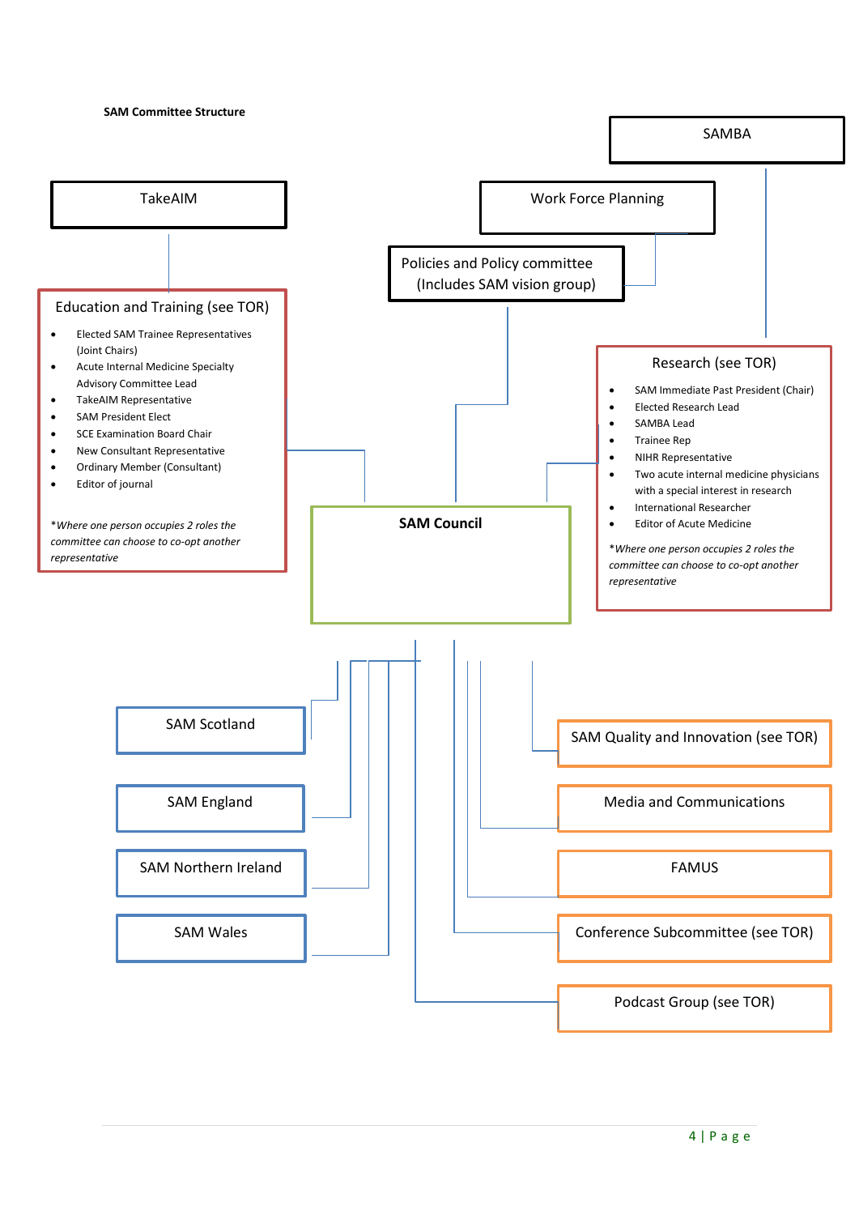**SAM Committee Structure**

SAMBA

TakeAIM

Work Force Planning

Policies and Policy committee (Includes SAM vision group)

### Education and Training (see TOR)

- Elected SAM Trainee Representatives (Joint Chairs)
- Acute Internal Medicine Specialty Advisory Committee Lead
- TakeAIM Representative
- SAM President Elect
- SCE Examination Board Chair
- New Consultant Representative
- Ordinary Member (Consultant)
- Editor of journal

**Where one person occupies 2 roles the committee can choose to co-opt another representative*

### Research (see TOR)

- SAM Immediate Past President (Chair)
- Elected Research Lead
- SAMBA Lead
- Trainee Rep
- NIHR Representative
- Two acute internal medicine physicians with a special interest in research
- International Researcher
- Editor of Acute Medicine

**Where one person occupies 2 roles the committee can choose to co-opt another representative*

**SAM Council**

SAM Scotland

SAM England

SAM Northern Ireland

SAM Wales

SAM Quality and Innovation (see TOR)

Media and Communications

FAMUS

Conference Subcommittee (see TOR)

Podcast Group (see TOR)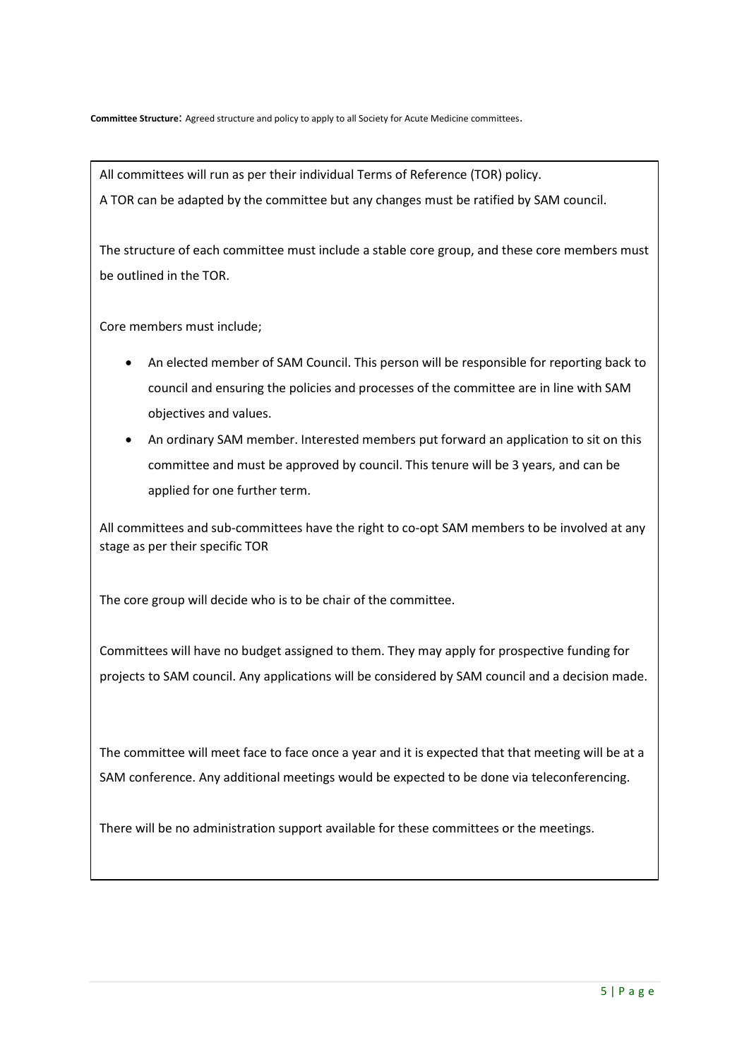**Committee Structure**: Agreed structure and policy to apply to all Society for Acute Medicine committees.

All committees will run as per their individual Terms of Reference (TOR) policy.

A TOR can be adapted by the committee but any changes must be ratified by SAM council.

The structure of each committee must include a stable core group, and these core members must be outlined in the TOR.

Core members must include;

- An elected member of SAM Council. This person will be responsible for reporting back to council and ensuring the policies and processes of the committee are in line with SAM objectives and values.
- An ordinary SAM member. Interested members put forward an application to sit on this committee and must be approved by council. This tenure will be 3 years, and can be applied for one further term.

All committees and sub-committees have the right to co-opt SAM members to be involved at any stage as per their specific TOR

The core group will decide who is to be chair of the committee.

Committees will have no budget assigned to them. They may apply for prospective funding for projects to SAM council. Any applications will be considered by SAM council and a decision made.

The committee will meet face to face once a year and it is expected that that meeting will be at a SAM conference. Any additional meetings would be expected to be done via teleconferencing.

There will be no administration support available for these committees or the meetings.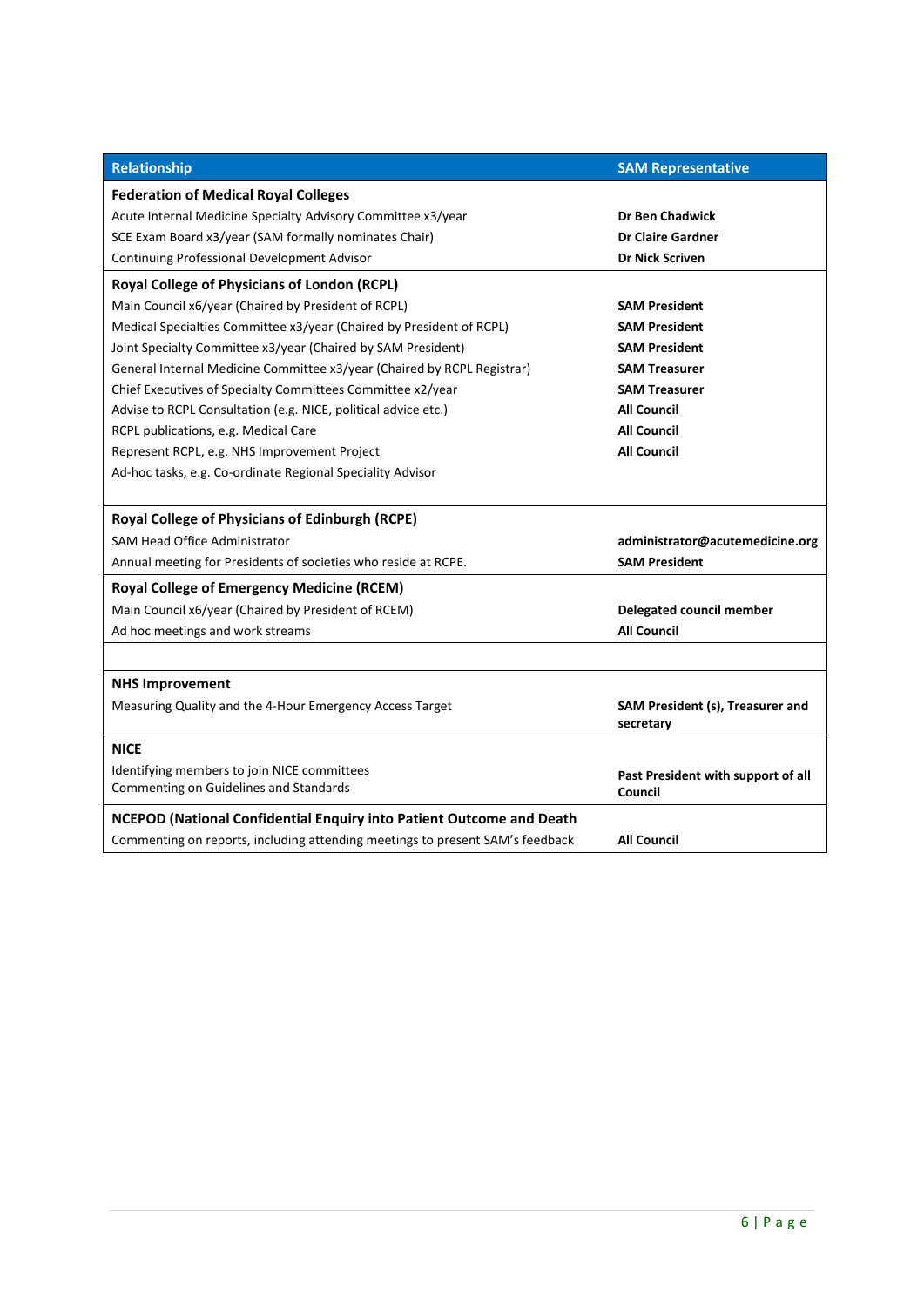| Relationship | SAM Representative |
|---|---|
| **Federation of Medical Royal Colleges** | |
| Acute Internal Medicine Specialty Advisory Committee x3/year | **Dr Ben Chadwick** |
| SCE Exam Board x3/year (SAM formally nominates Chair) | **Dr Claire Gardner** |
| Continuing Professional Development Advisor | **Dr Nick Scriven** |
| **Royal College of Physicians of London (RCPL)** | |
| Main Council x6/year (Chaired by President of RCPL) | **SAM President** |
| Medical Specialties Committee x3/year (Chaired by President of RCPL) | **SAM President** |
| Joint Specialty Committee x3/year (Chaired by SAM President) | **SAM President** |
| General Internal Medicine Committee x3/year (Chaired by RCPL Registrar) | **SAM Treasurer** |
| Chief Executives of Specialty Committees Committee x2/year | **SAM Treasurer** |
| Advise to RCPL Consultation (e.g. NICE, political advice etc.) | **All Council** |
| RCPL publications, e.g. Medical Care | **All Council** |
| Represent RCPL, e.g. NHS Improvement Project | **All Council** |
| Ad-hoc tasks, e.g. Co-ordinate Regional Speciality Advisor | |
| **Royal College of Physicians of Edinburgh (RCPE)** | |
| SAM Head Office Administrator | **administrator@acutemedicine.org** |
| Annual meeting for Presidents of societies who reside at RCPE. | **SAM President** |
| **Royal College of Emergency Medicine (RCEM)** | |
| Main Council x6/year (Chaired by President of RCEM) | **Delegated council member** |
| Ad hoc meetings and work streams | **All Council** |
| | |
| **NHS Improvement** | |
| Measuring Quality and the 4-Hour Emergency Access Target | **SAM President (s), Treasurer and secretary** |
| **NICE** | |
| Identifying members to join NICE committees<br>Commenting on Guidelines and Standards | **Past President with support of all Council** |
| **NCEPOD (National Confidential Enquiry into Patient Outcome and Death** | |
| Commenting on reports, including attending meetings to present SAM's feedback | **All Council** |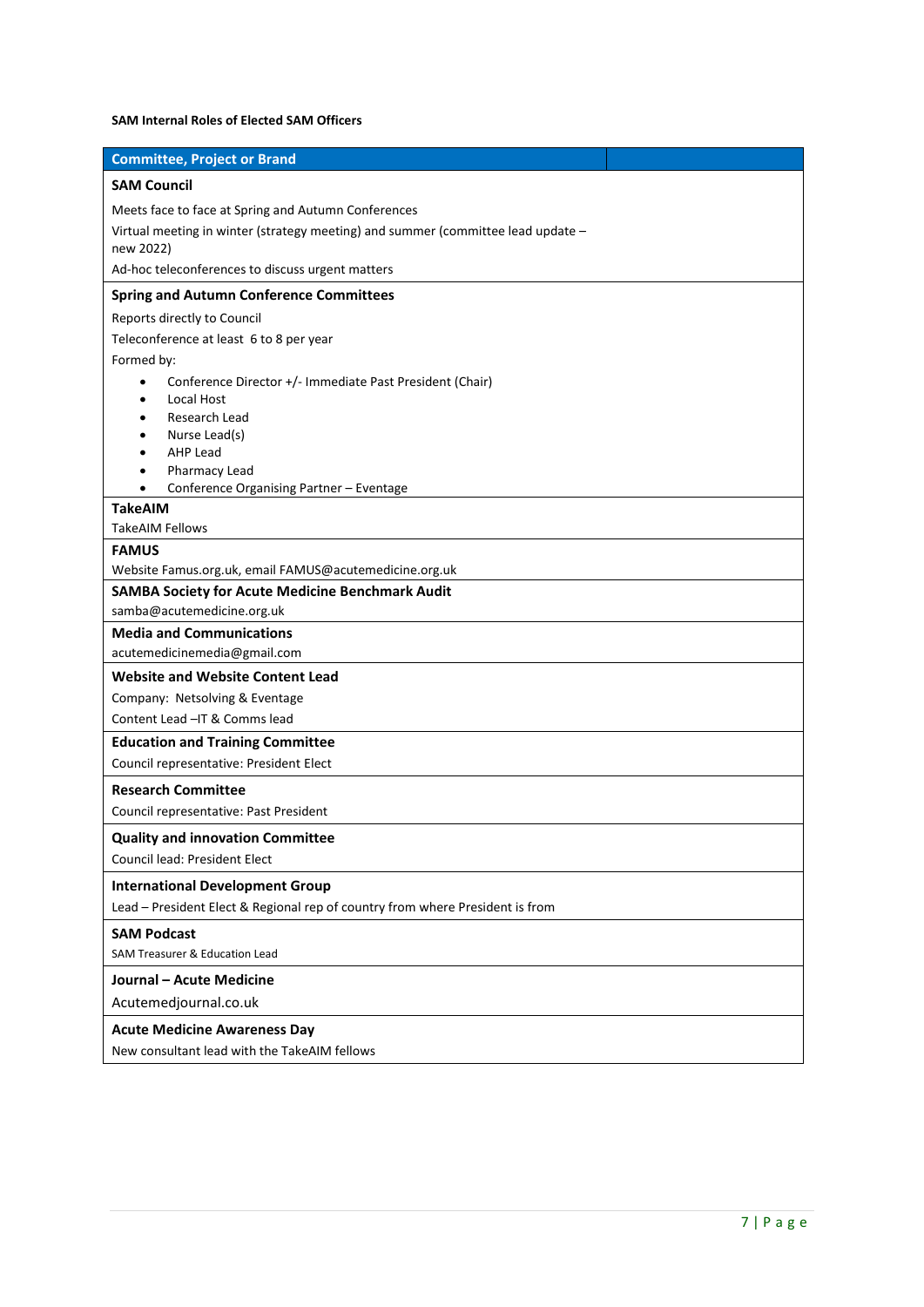**SAM Internal Roles of Elected SAM Officers**

| Committee, Project or Brand | |
|---|---|
| **SAM Council**<br>Meets face to face at Spring and Autumn Conferences<br>Virtual meeting in winter (strategy meeting) and summer (committee lead update – new 2022)<br>Ad-hoc teleconferences to discuss urgent matters | |
| **Spring and Autumn Conference Committees**<br>Reports directly to Council<br>Teleconference at least 6 to 8 per year<br>Formed by:<br>• Conference Director +/- Immediate Past President (Chair)<br>• Local Host<br>• Research Lead<br>• Nurse Lead(s)<br>• AHP Lead<br>• Pharmacy Lead<br>• Conference Organising Partner – Eventage | |
| **TakeAIM**<br>TakeAIM Fellows | |
| **FAMUS**<br>Website Famus.org.uk, email FAMUS@acutemedicine.org.uk | |
| **SAMBA Society for Acute Medicine Benchmark Audit**<br>samba@acutemedicine.org.uk | |
| **Media and Communications**<br>acutemedicinemedia@gmail.com | |
| **Website and Website Content Lead**<br>Company: Netsolving & Eventage<br>Content Lead –IT & Comms lead | |
| **Education and Training Committee**<br>Council representative: President Elect | |
| **Research Committee**<br>Council representative: Past President | |
| **Quality and innovation Committee**<br>Council lead: President Elect | |
| **International Development Group**<br>Lead – President Elect & Regional rep of country from where President is from | |
| **SAM Podcast**<br>SAM Treasurer & Education Lead | |
| **Journal – Acute Medicine**<br>Acutemedjournal.co.uk | |
| **Acute Medicine Awareness Day**<br>New consultant lead with the TakeAIM fellows | |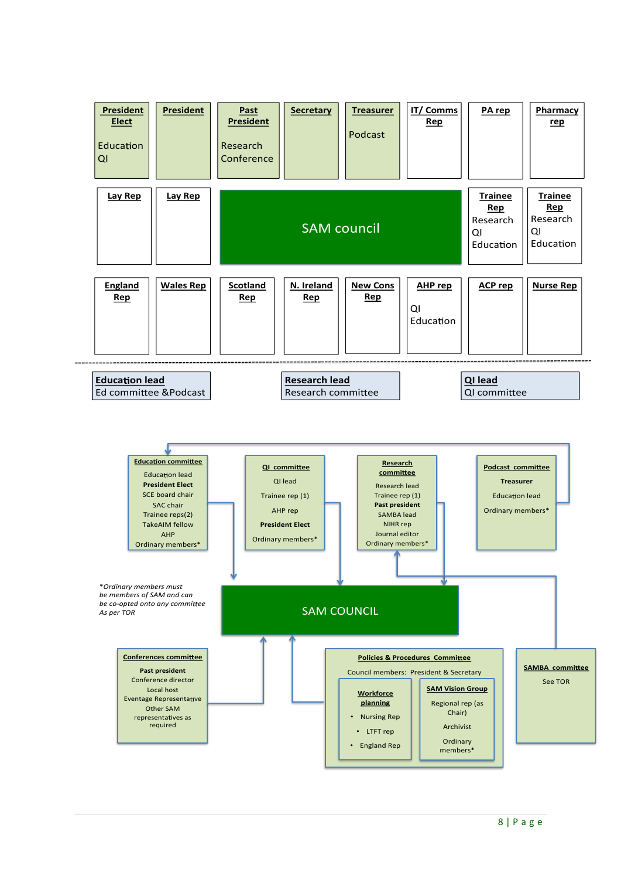**SAM council**

| **President Elect** Education QI | **President** | **Past President** Research Conference | **Secretary** | **Treasurer** Podcast | **IT/ Comms Rep** | **PA rep** | **Pharmacy rep** |
|---|---|---|---|---|---|---|---|
| **Lay Rep** | **Lay Rep** | SAM council | | | | **Trainee Rep** Research QI Education | **Trainee Rep** Research QI Education |
| **England Rep** | **Wales Rep** | **Scotland Rep** | **N. Ireland Rep** | **New Cons Rep** | **AHP rep** QI Education | **ACP rep** | **Nurse Rep** |

---

**Education lead**
Ed committee &Podcast

**Research lead**
Research committee

**QI lead**
QI committee

**SAM COUNCIL**

**Education committee**
- Education lead
- **President Elect**
- SCE board chair
- SAC chair
- Trainee reps(2)
- TakeAIM fellow
- AHP
- Ordinary members*

**QI committee**
- QI lead
- Trainee rep (1)
- AHP rep
- **President Elect**
- Ordinary members*

**Research committee**
- Research lead
- Trainee rep (1)
- **Past president**
- SAMBA lead
- NIHR rep
- Journal editor
- Ordinary members*

**Podcast committee**
- **Treasurer**
- Education lead
- Ordinary members*

*Ordinary members must be members of SAM and can be co-opted onto any committee As per TOR*

**Conferences committee**
- **Past president**
- Conference director
- Local host
- Eventage Representative
- Other SAM representatives as required

**Policies & Procedures Committee**

Council members: President & Secretary

- **Workforce planning**
  - Nursing Rep
  - LTFT rep
  - England Rep
- **SAM Vision Group**
  - Regional rep (as Chair)
  - Archivist
  - Ordinary members*

**SAMBA committee**

See TOR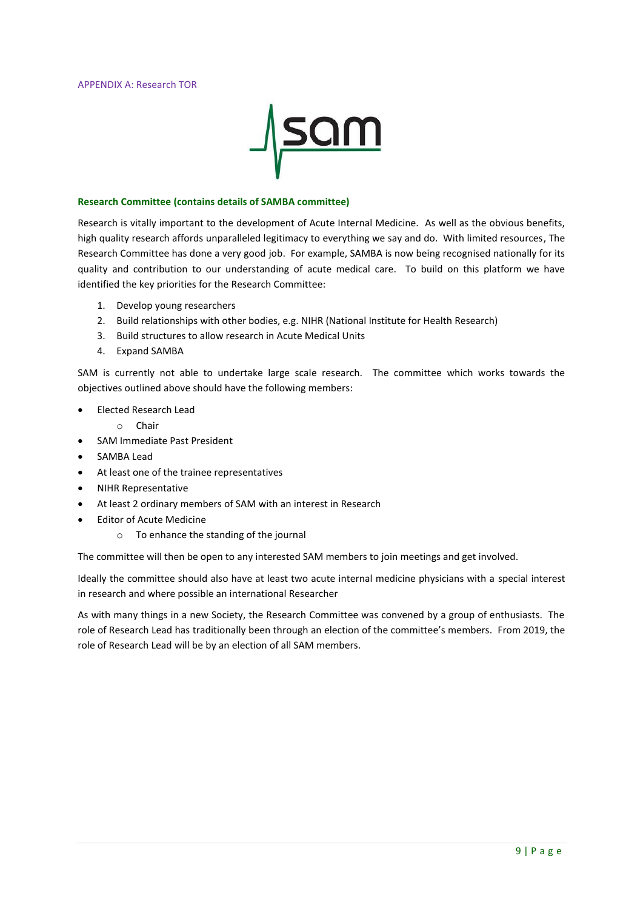APPENDIX A: Research TOR

### Research Committee (contains details of SAMBA committee)

Research is vitally important to the development of Acute Internal Medicine. As well as the obvious benefits, high quality research affords unparalleled legitimacy to everything we say and do. With limited resources, The Research Committee has done a very good job. For example, SAMBA is now being recognised nationally for its quality and contribution to our understanding of acute medical care. To build on this platform we have identified the key priorities for the Research Committee:

1. Develop young researchers
2. Build relationships with other bodies, e.g. NIHR (National Institute for Health Research)
3. Build structures to allow research in Acute Medical Units
4. Expand SAMBA

SAM is currently not able to undertake large scale research. The committee which works towards the objectives outlined above should have the following members:

- Elected Research Lead
    - Chair
- SAM Immediate Past President
- SAMBA Lead
- At least one of the trainee representatives
- NIHR Representative
- At least 2 ordinary members of SAM with an interest in Research
- Editor of Acute Medicine
    - To enhance the standing of the journal

The committee will then be open to any interested SAM members to join meetings and get involved.

Ideally the committee should also have at least two acute internal medicine physicians with a special interest in research and where possible an international Researcher

As with many things in a new Society, the Research Committee was convened by a group of enthusiasts. The role of Research Lead has traditionally been through an election of the committee's members. From 2019, the role of Research Lead will be by an election of all SAM members.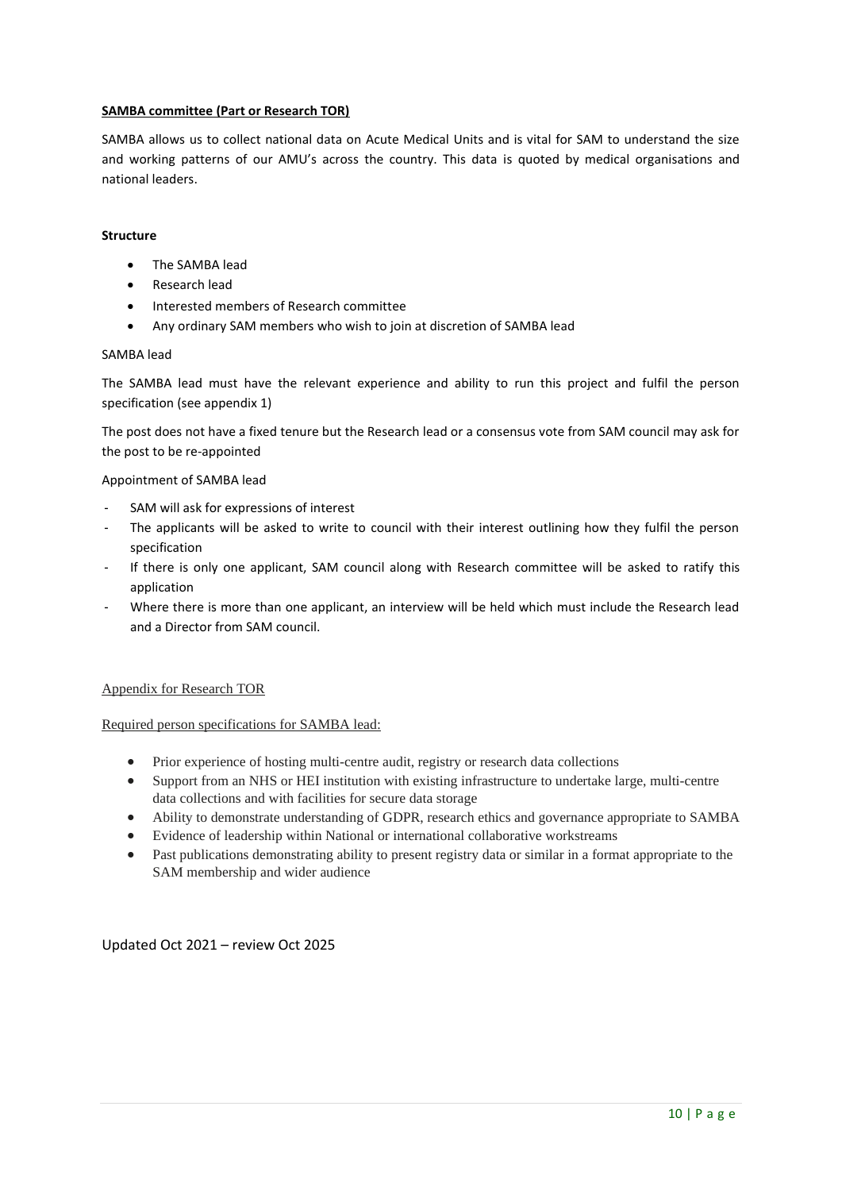**SAMBA committee (Part or Research TOR)**

SAMBA allows us to collect national data on Acute Medical Units and is vital for SAM to understand the size and working patterns of our AMU's across the country. This data is quoted by medical organisations and national leaders.

**Structure**

- The SAMBA lead
- Research lead
- Interested members of Research committee
- Any ordinary SAM members who wish to join at discretion of SAMBA lead

SAMBA lead

The SAMBA lead must have the relevant experience and ability to run this project and fulfil the person specification (see appendix 1)

The post does not have a fixed tenure but the Research lead or a consensus vote from SAM council may ask for the post to be re-appointed

Appointment of SAMBA lead

- SAM will ask for expressions of interest
- The applicants will be asked to write to council with their interest outlining how they fulfil the person specification
- If there is only one applicant, SAM council along with Research committee will be asked to ratify this application
- Where there is more than one applicant, an interview will be held which must include the Research lead and a Director from SAM council.

Appendix for Research TOR

Required person specifications for SAMBA lead:

- Prior experience of hosting multi-centre audit, registry or research data collections
- Support from an NHS or HEI institution with existing infrastructure to undertake large, multi-centre data collections and with facilities for secure data storage
- Ability to demonstrate understanding of GDPR, research ethics and governance appropriate to SAMBA
- Evidence of leadership within National or international collaborative workstreams
- Past publications demonstrating ability to present registry data or similar in a format appropriate to the SAM membership and wider audience

Updated Oct 2021 – review Oct 2025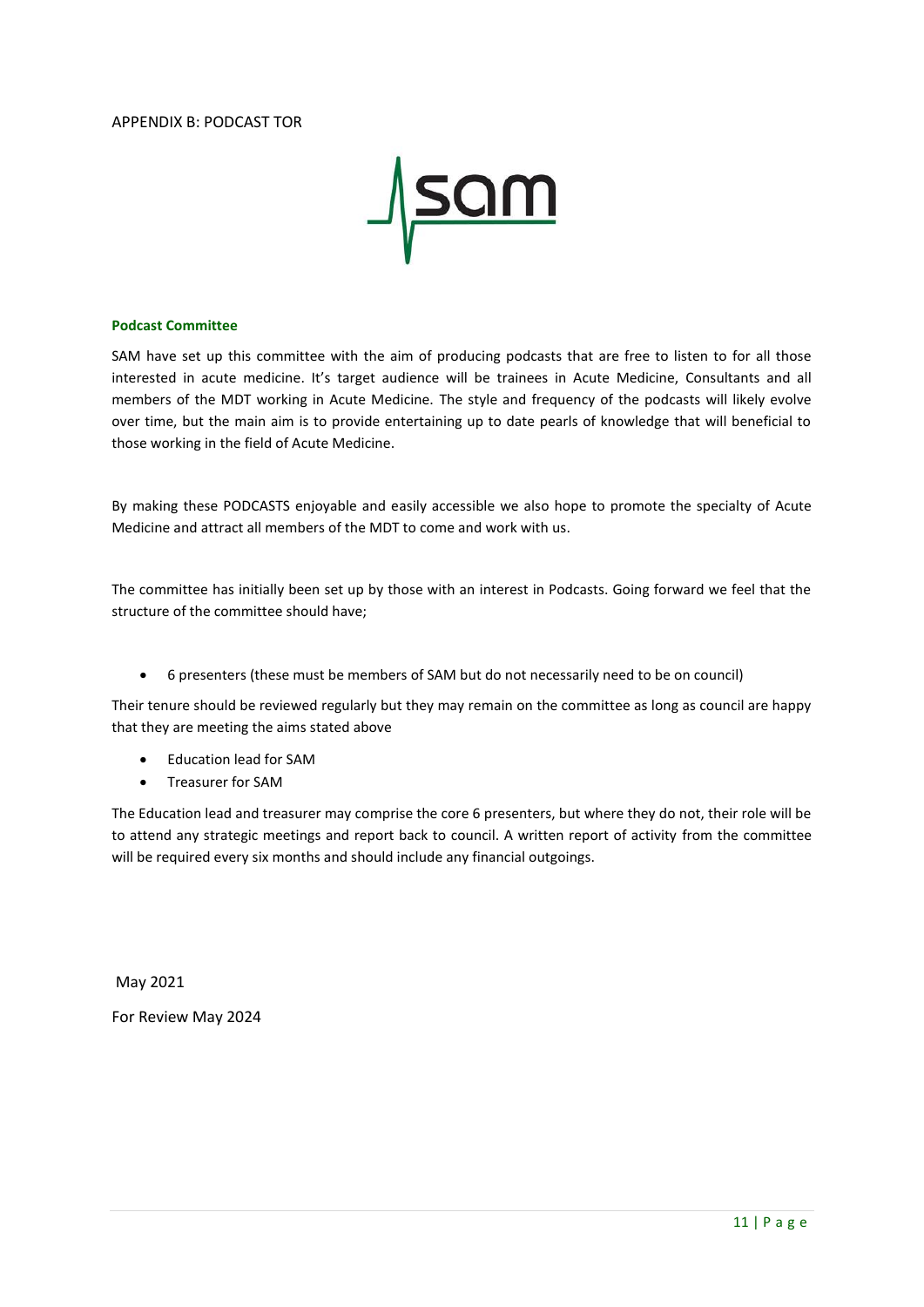APPENDIX B: PODCAST TOR

**Podcast Committee**

SAM have set up this committee with the aim of producing podcasts that are free to listen to for all those interested in acute medicine. It's target audience will be trainees in Acute Medicine, Consultants and all members of the MDT working in Acute Medicine. The style and frequency of the podcasts will likely evolve over time, but the main aim is to provide entertaining up to date pearls of knowledge that will beneficial to those working in the field of Acute Medicine.

By making these PODCASTS enjoyable and easily accessible we also hope to promote the specialty of Acute Medicine and attract all members of the MDT to come and work with us.

The committee has initially been set up by those with an interest in Podcasts. Going forward we feel that the structure of the committee should have;

- 6 presenters (these must be members of SAM but do not necessarily need to be on council)

Their tenure should be reviewed regularly but they may remain on the committee as long as council are happy that they are meeting the aims stated above

- Education lead for SAM
- Treasurer for SAM

The Education lead and treasurer may comprise the core 6 presenters, but where they do not, their role will be to attend any strategic meetings and report back to council. A written report of activity from the committee will be required every six months and should include any financial outgoings.

May 2021

For Review May 2024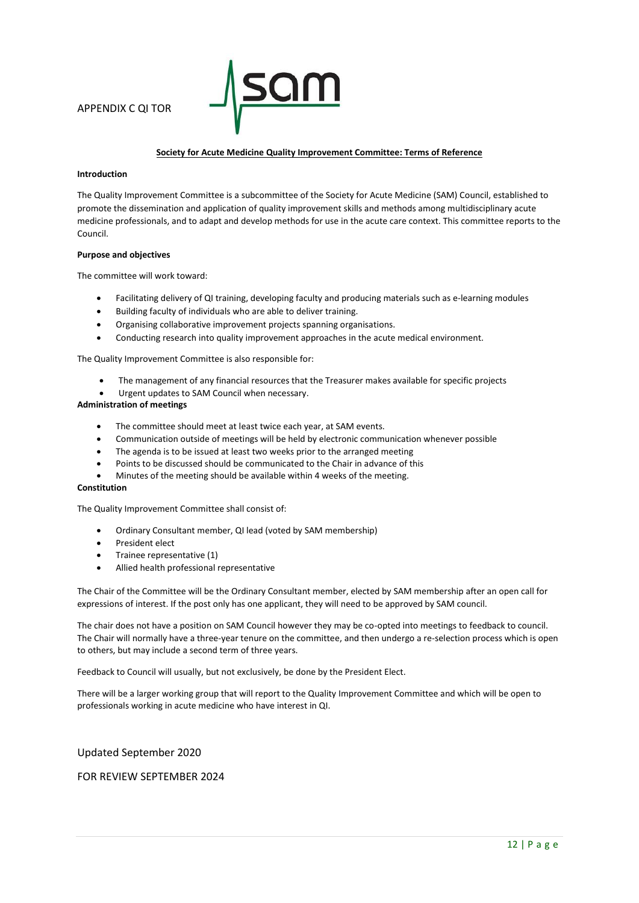APPENDIX C QI TOR

**Society for Acute Medicine Quality Improvement Committee: Terms of Reference**

**Introduction**

The Quality Improvement Committee is a subcommittee of the Society for Acute Medicine (SAM) Council, established to promote the dissemination and application of quality improvement skills and methods among multidisciplinary acute medicine professionals, and to adapt and develop methods for use in the acute care context. This committee reports to the Council.

**Purpose and objectives**

The committee will work toward:

- Facilitating delivery of QI training, developing faculty and producing materials such as e-learning modules
- Building faculty of individuals who are able to deliver training.
- Organising collaborative improvement projects spanning organisations.
- Conducting research into quality improvement approaches in the acute medical environment.

The Quality Improvement Committee is also responsible for:

- The management of any financial resources that the Treasurer makes available for specific projects
- Urgent updates to SAM Council when necessary.

**Administration of meetings**

- The committee should meet at least twice each year, at SAM events.
- Communication outside of meetings will be held by electronic communication whenever possible
- The agenda is to be issued at least two weeks prior to the arranged meeting
- Points to be discussed should be communicated to the Chair in advance of this
- Minutes of the meeting should be available within 4 weeks of the meeting.

**Constitution**

The Quality Improvement Committee shall consist of:

- Ordinary Consultant member, QI lead (voted by SAM membership)
- President elect
- Trainee representative (1)
- Allied health professional representative

The Chair of the Committee will be the Ordinary Consultant member, elected by SAM membership after an open call for expressions of interest. If the post only has one applicant, they will need to be approved by SAM council.

The chair does not have a position on SAM Council however they may be co-opted into meetings to feedback to council. The Chair will normally have a three-year tenure on the committee, and then undergo a re-selection process which is open to others, but may include a second term of three years.

Feedback to Council will usually, but not exclusively, be done by the President Elect.

There will be a larger working group that will report to the Quality Improvement Committee and which will be open to professionals working in acute medicine who have interest in QI.

Updated September 2020

FOR REVIEW SEPTEMBER 2024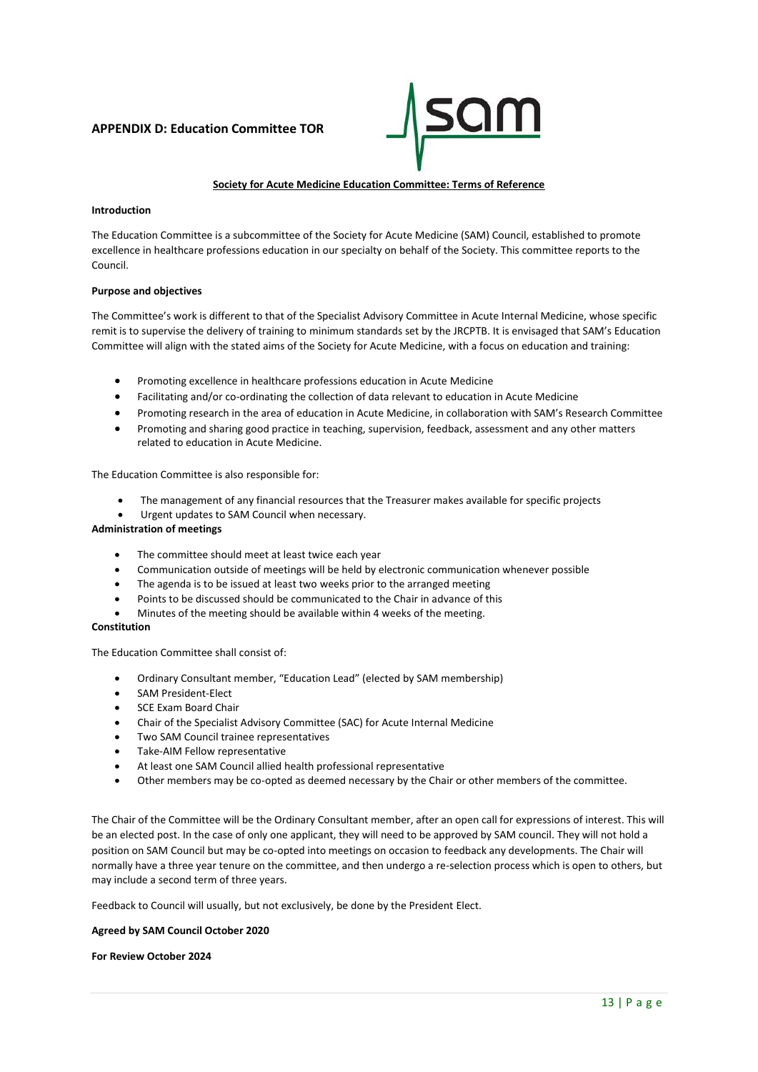## APPENDIX D: Education Committee TOR

### Society for Acute Medicine Education Committee: Terms of Reference

**Introduction**

The Education Committee is a subcommittee of the Society for Acute Medicine (SAM) Council, established to promote excellence in healthcare professions education in our specialty on behalf of the Society. This committee reports to the Council.

**Purpose and objectives**

The Committee's work is different to that of the Specialist Advisory Committee in Acute Internal Medicine, whose specific remit is to supervise the delivery of training to minimum standards set by the JRCPTB. It is envisaged that SAM's Education Committee will align with the stated aims of the Society for Acute Medicine, with a focus on education and training:

- Promoting excellence in healthcare professions education in Acute Medicine
- Facilitating and/or co-ordinating the collection of data relevant to education in Acute Medicine
- Promoting research in the area of education in Acute Medicine, in collaboration with SAM's Research Committee
- Promoting and sharing good practice in teaching, supervision, feedback, assessment and any other matters related to education in Acute Medicine.

The Education Committee is also responsible for:

- The management of any financial resources that the Treasurer makes available for specific projects
- Urgent updates to SAM Council when necessary.

**Administration of meetings**

- The committee should meet at least twice each year
- Communication outside of meetings will be held by electronic communication whenever possible
- The agenda is to be issued at least two weeks prior to the arranged meeting
- Points to be discussed should be communicated to the Chair in advance of this
- Minutes of the meeting should be available within 4 weeks of the meeting.

**Constitution**

The Education Committee shall consist of:

- Ordinary Consultant member, "Education Lead" (elected by SAM membership)
- SAM President-Elect
- SCE Exam Board Chair
- Chair of the Specialist Advisory Committee (SAC) for Acute Internal Medicine
- Two SAM Council trainee representatives
- Take-AIM Fellow representative
- At least one SAM Council allied health professional representative
- Other members may be co-opted as deemed necessary by the Chair or other members of the committee.

The Chair of the Committee will be the Ordinary Consultant member, after an open call for expressions of interest. This will be an elected post. In the case of only one applicant, they will need to be approved by SAM council. They will not hold a position on SAM Council but may be co-opted into meetings on occasion to feedback any developments. The Chair will normally have a three year tenure on the committee, and then undergo a re-selection process which is open to others, but may include a second term of three years.

Feedback to Council will usually, but not exclusively, be done by the President Elect.

**Agreed by SAM Council October 2020**

**For Review October 2024**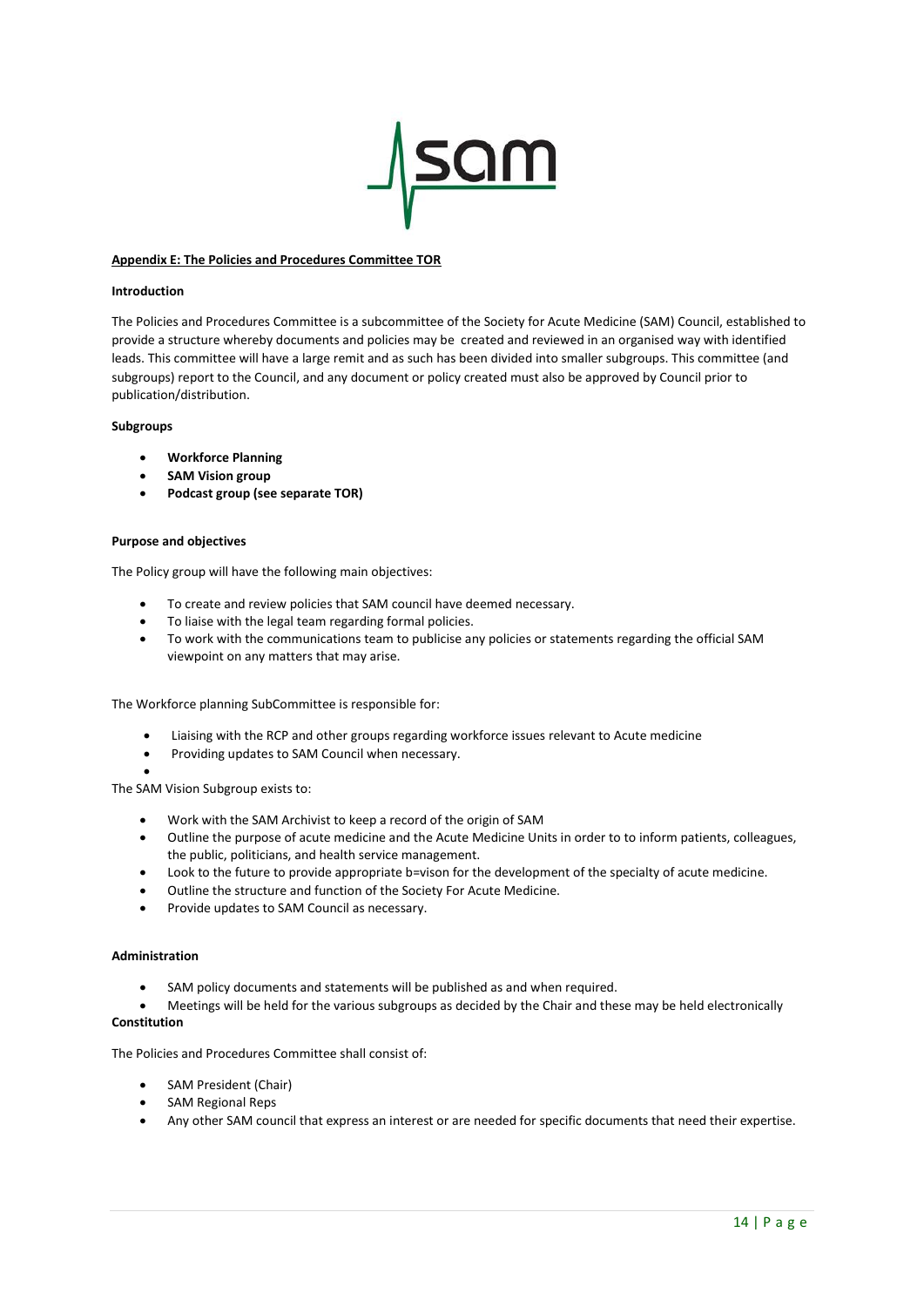**Appendix E: The Policies and Procedures Committee TOR**

**Introduction**

The Policies and Procedures Committee is a subcommittee of the Society for Acute Medicine (SAM) Council, established to provide a structure whereby documents and policies may be created and reviewed in an organised way with identified leads. This committee will have a large remit and as such has been divided into smaller subgroups. This committee (and subgroups) report to the Council, and any document or policy created must also be approved by Council prior to publication/distribution.

**Subgroups**

- **Workforce Planning**
- **SAM Vision group**
- **Podcast group (see separate TOR)**

**Purpose and objectives**

The Policy group will have the following main objectives:

- To create and review policies that SAM council have deemed necessary.
- To liaise with the legal team regarding formal policies.
- To work with the communications team to publicise any policies or statements regarding the official SAM viewpoint on any matters that may arise.

The Workforce planning SubCommittee is responsible for:

- Liaising with the RCP and other groups regarding workforce issues relevant to Acute medicine
- Providing updates to SAM Council when necessary.

The SAM Vision Subgroup exists to:

- Work with the SAM Archivist to keep a record of the origin of SAM
- Outline the purpose of acute medicine and the Acute Medicine Units in order to to inform patients, colleagues, the public, politicians, and health service management.
- Look to the future to provide appropriate b=vison for the development of the specialty of acute medicine.
- Outline the structure and function of the Society For Acute Medicine.
- Provide updates to SAM Council as necessary.

**Administration**

- SAM policy documents and statements will be published as and when required.
- Meetings will be held for the various subgroups as decided by the Chair and these may be held electronically

**Constitution**

The Policies and Procedures Committee shall consist of:

- SAM President (Chair)
- SAM Regional Reps
- Any other SAM council that express an interest or are needed for specific documents that need their expertise.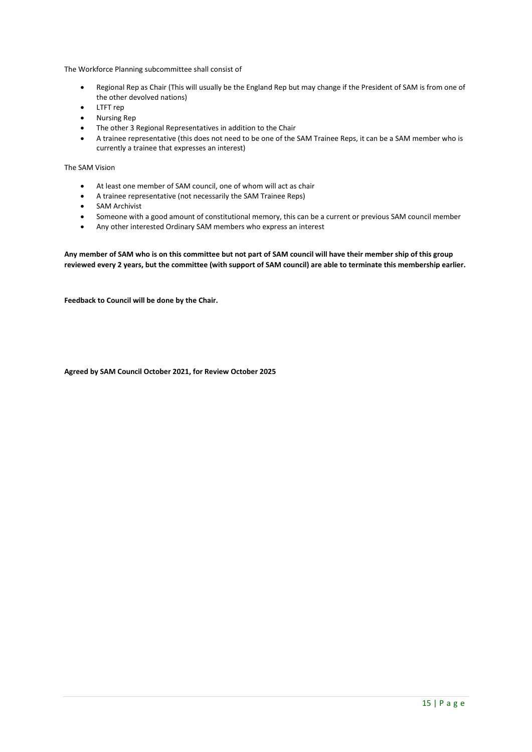The Workforce Planning subcommittee shall consist of

- Regional Rep as Chair (This will usually be the England Rep but may change if the President of SAM is from one of the other devolved nations)
- LTFT rep
- Nursing Rep
- The other 3 Regional Representatives in addition to the Chair
- A trainee representative (this does not need to be one of the SAM Trainee Reps, it can be a SAM member who is currently a trainee that expresses an interest)

The SAM Vision

- At least one member of SAM council, one of whom will act as chair
- A trainee representative (not necessarily the SAM Trainee Reps)
- SAM Archivist
- Someone with a good amount of constitutional memory, this can be a current or previous SAM council member
- Any other interested Ordinary SAM members who express an interest

**Any member of SAM who is on this committee but not part of SAM council will have their member ship of this group reviewed every 2 years, but the committee (with support of SAM council) are able to terminate this membership earlier.**

**Feedback to Council will be done by the Chair.**

**Agreed by SAM Council October 2021, for Review October 2025**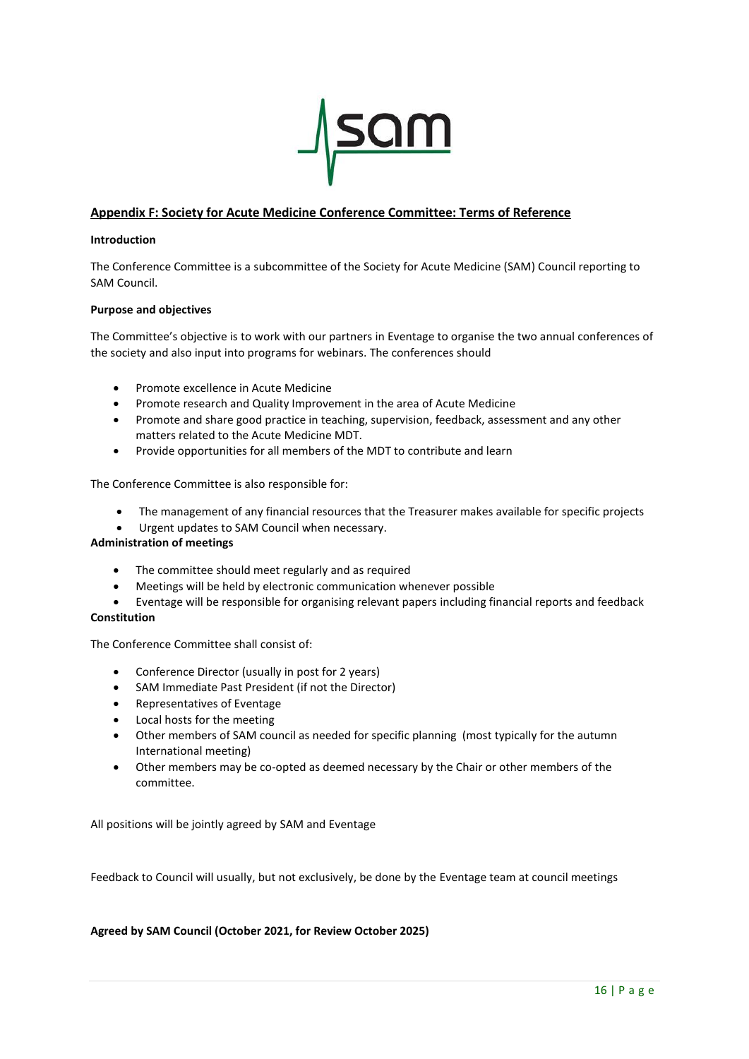## Appendix F: Society for Acute Medicine Conference Committee: Terms of Reference

**Introduction**

The Conference Committee is a subcommittee of the Society for Acute Medicine (SAM) Council reporting to SAM Council.

**Purpose and objectives**

The Committee's objective is to work with our partners in Eventage to organise the two annual conferences of the society and also input into programs for webinars. The conferences should

- Promote excellence in Acute Medicine
- Promote research and Quality Improvement in the area of Acute Medicine
- Promote and share good practice in teaching, supervision, feedback, assessment and any other matters related to the Acute Medicine MDT.
- Provide opportunities for all members of the MDT to contribute and learn

The Conference Committee is also responsible for:

- The management of any financial resources that the Treasurer makes available for specific projects
- Urgent updates to SAM Council when necessary.

**Administration of meetings**

- The committee should meet regularly and as required
- Meetings will be held by electronic communication whenever possible
- Eventage will be responsible for organising relevant papers including financial reports and feedback

**Constitution**

The Conference Committee shall consist of:

- Conference Director (usually in post for 2 years)
- SAM Immediate Past President (if not the Director)
- Representatives of Eventage
- Local hosts for the meeting
- Other members of SAM council as needed for specific planning (most typically for the autumn International meeting)
- Other members may be co-opted as deemed necessary by the Chair or other members of the committee.

All positions will be jointly agreed by SAM and Eventage

Feedback to Council will usually, but not exclusively, be done by the Eventage team at council meetings

**Agreed by SAM Council (October 2021, for Review October 2025)**